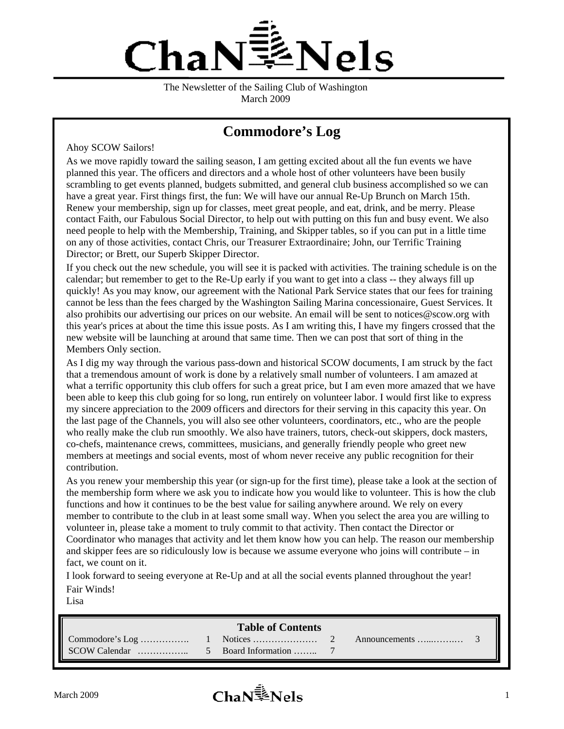# ChaNNels

The Newsletter of the Sailing Club of Washington
March 2009

## Commodore's Log

Ahoy SCOW Sailors!

As we move rapidly toward the sailing season, I am getting excited about all the fun events we have planned this year. The officers and directors and a whole host of other volunteers have been busily scrambling to get events planned, budgets submitted, and general club business accomplished so we can have a great year. First things first, the fun: We will have our annual Re-Up Brunch on March 15th. Renew your membership, sign up for classes, meet great people, and eat, drink, and be merry. Please contact Faith, our Fabulous Social Director, to help out with putting on this fun and busy event. We also need people to help with the Membership, Training, and Skipper tables, so if you can put in a little time on any of those activities, contact Chris, our Treasurer Extraordinaire; John, our Terrific Training Director; or Brett, our Superb Skipper Director.

If you check out the new schedule, you will see it is packed with activities. The training schedule is on the calendar; but remember to get to the Re-Up early if you want to get into a class -- they always fill up quickly! As you may know, our agreement with the National Park Service states that our fees for training cannot be less than the fees charged by the Washington Sailing Marina concessionaire, Guest Services. It also prohibits our advertising our prices on our website. An email will be sent to notices@scow.org with this year's prices at about the time this issue posts. As I am writing this, I have my fingers crossed that the new website will be launching at around that same time. Then we can post that sort of thing in the Members Only section.

As I dig my way through the various pass-down and historical SCOW documents, I am struck by the fact that a tremendous amount of work is done by a relatively small number of volunteers. I am amazed at what a terrific opportunity this club offers for such a great price, but I am even more amazed that we have been able to keep this club going for so long, run entirely on volunteer labor. I would first like to express my sincere appreciation to the 2009 officers and directors for their serving in this capacity this year. On the last page of the Channels, you will also see other volunteers, coordinators, etc., who are the people who really make the club run smoothly. We also have trainers, tutors, check-out skippers, dock masters, co-chefs, maintenance crews, committees, musicians, and generally friendly people who greet new members at meetings and social events, most of whom never receive any public recognition for their contribution.

As you renew your membership this year (or sign-up for the first time), please take a look at the section of the membership form where we ask you to indicate how you would like to volunteer. This is how the club functions and how it continues to be the best value for sailing anywhere around. We rely on every member to contribute to the club in at least some small way. When you select the area you are willing to volunteer in, please take a moment to truly commit to that activity. Then contact the Director or Coordinator who manages that activity and let them know how you can help. The reason our membership and skipper fees are so ridiculously low is because we assume everyone who joins will contribute – in fact, we count on it.

I look forward to seeing everyone at Re-Up and at all the social events planned throughout the year!

Fair Winds!

Lisa

### Table of Contents

| | | | | | |
|---|---|---|---|---|---|
| Commodore's Log ……………. | 1 | Notices ………………… | 2 | Announcements …..……… | 3 |
| SCOW Calendar …………….. | 5 | Board Information …….. | 7 | | |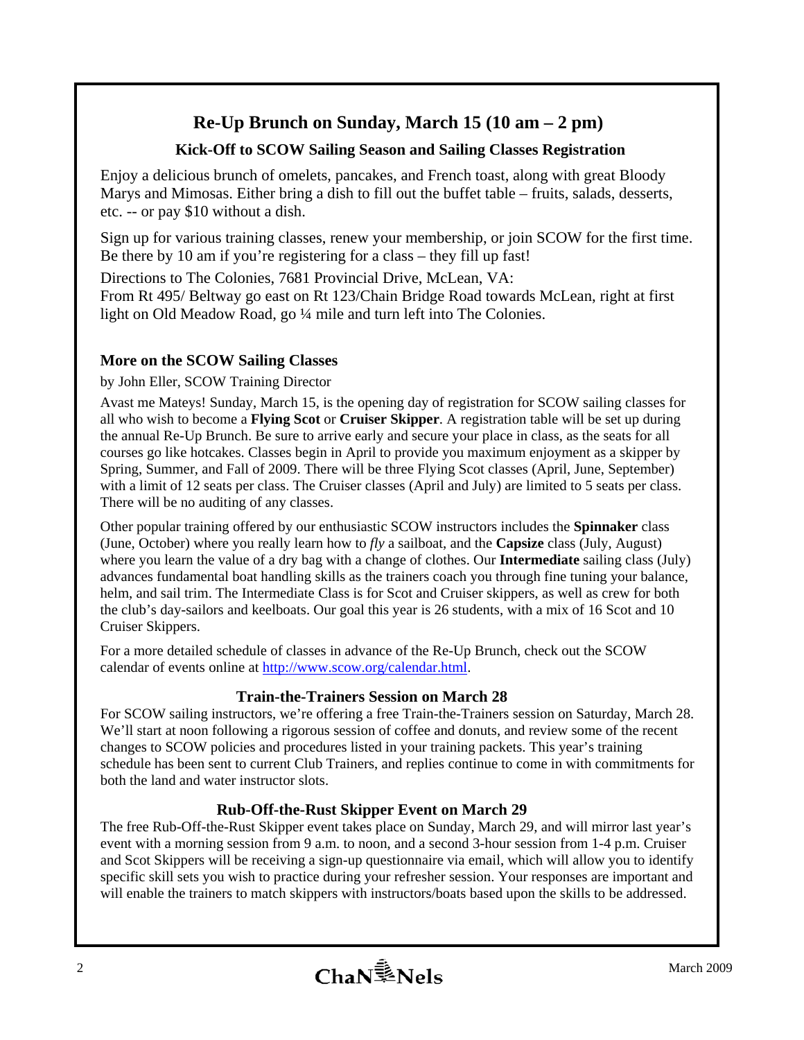## Re-Up Brunch on Sunday, March 15 (10 am – 2 pm)

### Kick-Off to SCOW Sailing Season and Sailing Classes Registration

Enjoy a delicious brunch of omelets, pancakes, and French toast, along with great Bloody Marys and Mimosas. Either bring a dish to fill out the buffet table – fruits, salads, desserts, etc. -- or pay $10 without a dish.

Sign up for various training classes, renew your membership, or join SCOW for the first time. Be there by 10 am if you're registering for a class – they fill up fast!

Directions to The Colonies, 7681 Provincial Drive, McLean, VA:
From Rt 495/ Beltway go east on Rt 123/Chain Bridge Road towards McLean, right at first light on Old Meadow Road, go ¼ mile and turn left into The Colonies.

### More on the SCOW Sailing Classes

by John Eller, SCOW Training Director

Avast me Mateys! Sunday, March 15, is the opening day of registration for SCOW sailing classes for all who wish to become a **Flying Scot** or **Cruiser Skipper**. A registration table will be set up during the annual Re-Up Brunch. Be sure to arrive early and secure your place in class, as the seats for all courses go like hotcakes. Classes begin in April to provide you maximum enjoyment as a skipper by Spring, Summer, and Fall of 2009. There will be three Flying Scot classes (April, June, September) with a limit of 12 seats per class. The Cruiser classes (April and July) are limited to 5 seats per class. There will be no auditing of any classes.

Other popular training offered by our enthusiastic SCOW instructors includes the **Spinnaker** class (June, October) where you really learn how to *fly* a sailboat, and the **Capsize** class (July, August) where you learn the value of a dry bag with a change of clothes. Our **Intermediate** sailing class (July) advances fundamental boat handling skills as the trainers coach you through fine tuning your balance, helm, and sail trim. The Intermediate Class is for Scot and Cruiser skippers, as well as crew for both the club's day-sailors and keelboats. Our goal this year is 26 students, with a mix of 16 Scot and 10 Cruiser Skippers.

For a more detailed schedule of classes in advance of the Re-Up Brunch, check out the SCOW calendar of events online at http://www.scow.org/calendar.html.

### Train-the-Trainers Session on March 28

For SCOW sailing instructors, we're offering a free Train-the-Trainers session on Saturday, March 28. We'll start at noon following a rigorous session of coffee and donuts, and review some of the recent changes to SCOW policies and procedures listed in your training packets. This year's training schedule has been sent to current Club Trainers, and replies continue to come in with commitments for both the land and water instructor slots.

### Rub-Off-the-Rust Skipper Event on March 29

The free Rub-Off-the-Rust Skipper event takes place on Sunday, March 29, and will mirror last year's event with a morning session from 9 a.m. to noon, and a second 3-hour session from 1-4 p.m. Cruiser and Scot Skippers will be receiving a sign-up questionnaire via email, which will allow you to identify specific skill sets you wish to practice during your refresher session. Your responses are important and will enable the trainers to match skippers with instructors/boats based upon the skills to be addressed.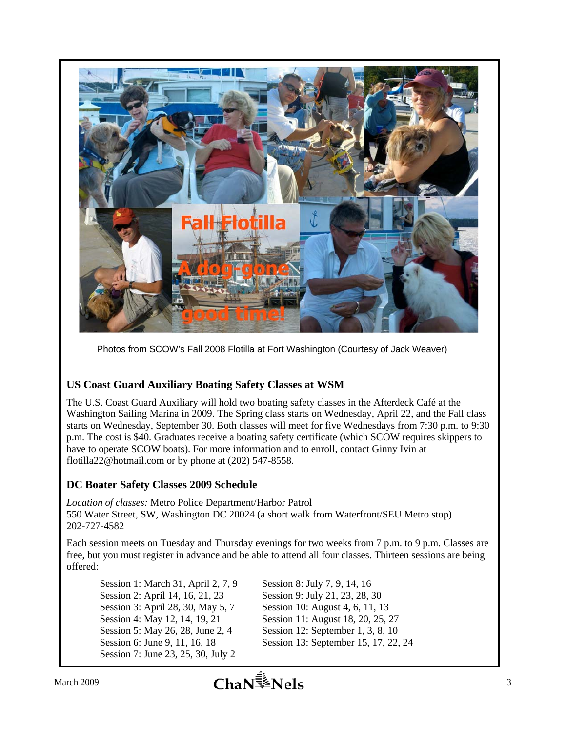Photos from SCOW's Fall 2008 Flotilla at Fort Washington (Courtesy of Jack Weaver)

### US Coast Guard Auxiliary Boating Safety Classes at WSM

The U.S. Coast Guard Auxiliary will hold two boating safety classes in the Afterdeck Café at the Washington Sailing Marina in 2009. The Spring class starts on Wednesday, April 22, and the Fall class starts on Wednesday, September 30. Both classes will meet for five Wednesdays from 7:30 p.m. to 9:30 p.m. The cost is $40. Graduates receive a boating safety certificate (which SCOW requires skippers to have to operate SCOW boats). For more information and to enroll, contact Ginny Ivin at flotilla22@hotmail.com or by phone at (202) 547-8558.

### DC Boater Safety Classes 2009 Schedule

*Location of classes:* Metro Police Department/Harbor Patrol
550 Water Street, SW, Washington DC 20024 (a short walk from Waterfront/SEU Metro stop)
202-727-4582

Each session meets on Tuesday and Thursday evenings for two weeks from 7 p.m. to 9 p.m. Classes are free, but you must register in advance and be able to attend all four classes. Thirteen sessions are being offered:

Session 1: March 31, April 2, 7, 9
Session 2: April 14, 16, 21, 23
Session 3: April 28, 30, May 5, 7
Session 4: May 12, 14, 19, 21
Session 5: May 26, 28, June 2, 4
Session 6: June 9, 11, 16, 18
Session 7: June 23, 25, 30, July 2
Session 8: July 7, 9, 14, 16
Session 9: July 21, 23, 28, 30
Session 10: August 4, 6, 11, 13
Session 11: August 18, 20, 25, 27
Session 12: September 1, 3, 8, 10
Session 13: September 15, 17, 22, 24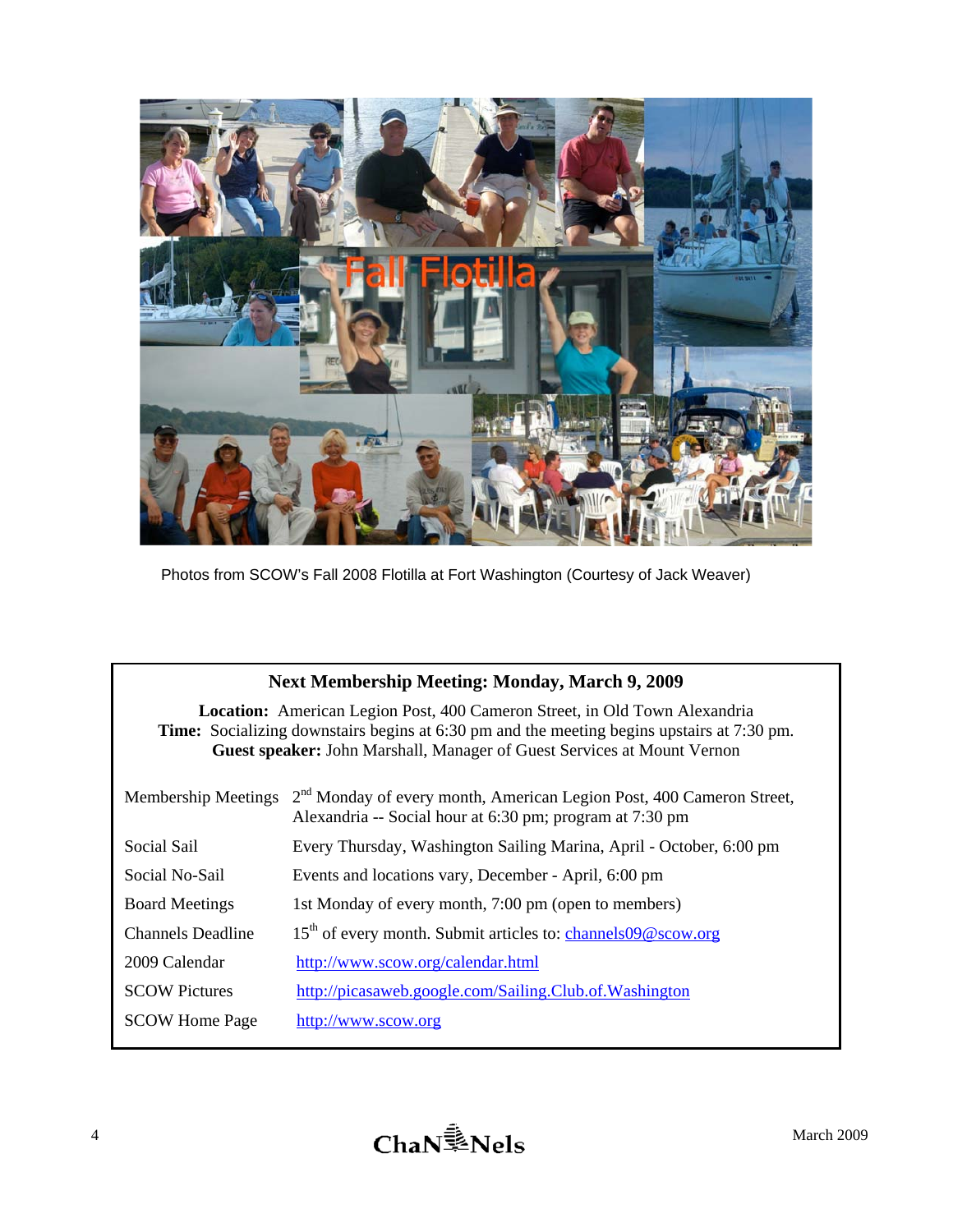Photos from SCOW's Fall 2008 Flotilla at Fort Washington (Courtesy of Jack Weaver)

**Next Membership Meeting: Monday, March 9, 2009**

**Location:** American Legion Post, 400 Cameron Street, in Old Town Alexandria
**Time:** Socializing downstairs begins at 6:30 pm and the meeting begins upstairs at 7:30 pm.
**Guest speaker:** John Marshall, Manager of Guest Services at Mount Vernon

| | |
|---|---|
| Membership Meetings | 2nd Monday of every month, American Legion Post, 400 Cameron Street, Alexandria -- Social hour at 6:30 pm; program at 7:30 pm |
| Social Sail | Every Thursday, Washington Sailing Marina, April - October, 6:00 pm |
| Social No-Sail | Events and locations vary, December - April, 6:00 pm |
| Board Meetings | 1st Monday of every month, 7:00 pm (open to members) |
| Channels Deadline | 15th of every month. Submit articles to: channels09@scow.org |
| 2009 Calendar | http://www.scow.org/calendar.html |
| SCOW Pictures | http://picasaweb.google.com/Sailing.Club.of.Washington |
| SCOW Home Page | http://www.scow.org |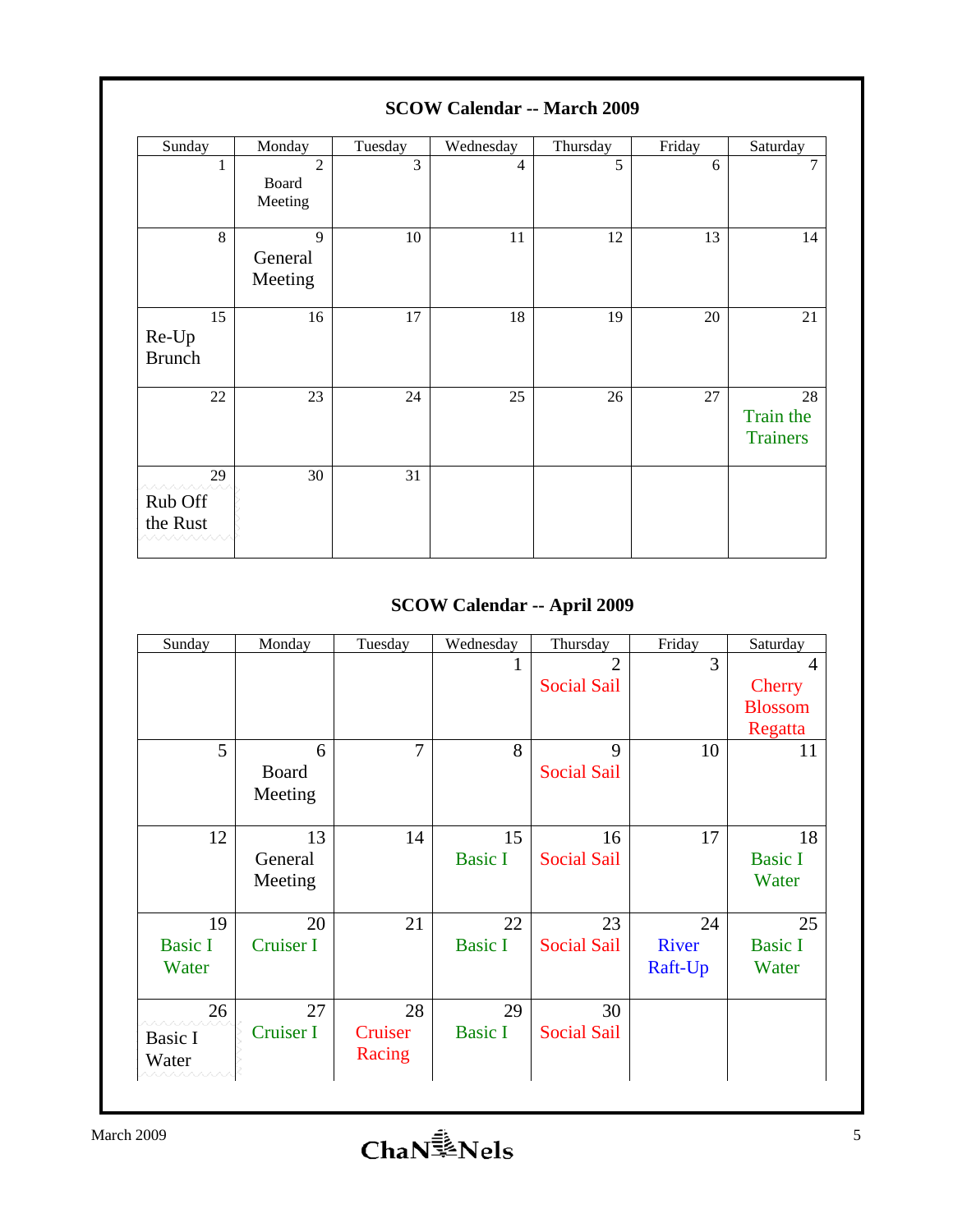## SCOW Calendar -- March 2009

| Sunday | Monday | Tuesday | Wednesday | Thursday | Friday | Saturday |
|---|---|---|---|---|---|---|
| 1 | 2 Board Meeting | 3 | 4 | 5 | 6 | 7 |
| 8 | 9 General Meeting | 10 | 11 | 12 | 13 | 14 |
| 15 Re-Up Brunch | 16 | 17 | 18 | 19 | 20 | 21 |
| 22 | 23 | 24 | 25 | 26 | 27 | 28 Train the Trainers |
| 29 Rub Off the Rust | 30 | 31 | | | | |

## SCOW Calendar -- April 2009

| Sunday | Monday | Tuesday | Wednesday | Thursday | Friday | Saturday |
|---|---|---|---|---|---|---|
| | | | 1 | 2 Social Sail | 3 | 4 Cherry Blossom Regatta |
| 5 | 6 Board Meeting | 7 | 8 | 9 Social Sail | 10 | 11 |
| 12 | 13 General Meeting | 14 | 15 Basic I | 16 Social Sail | 17 | 18 Basic I Water |
| 19 Basic I Water | 20 Cruiser I | 21 | 22 Basic I | 23 Social Sail | 24 River Raft-Up | 25 Basic I Water |
| 26 Basic I Water | 27 Cruiser I | 28 Cruiser Racing | 29 Basic I | 30 Social Sail | | |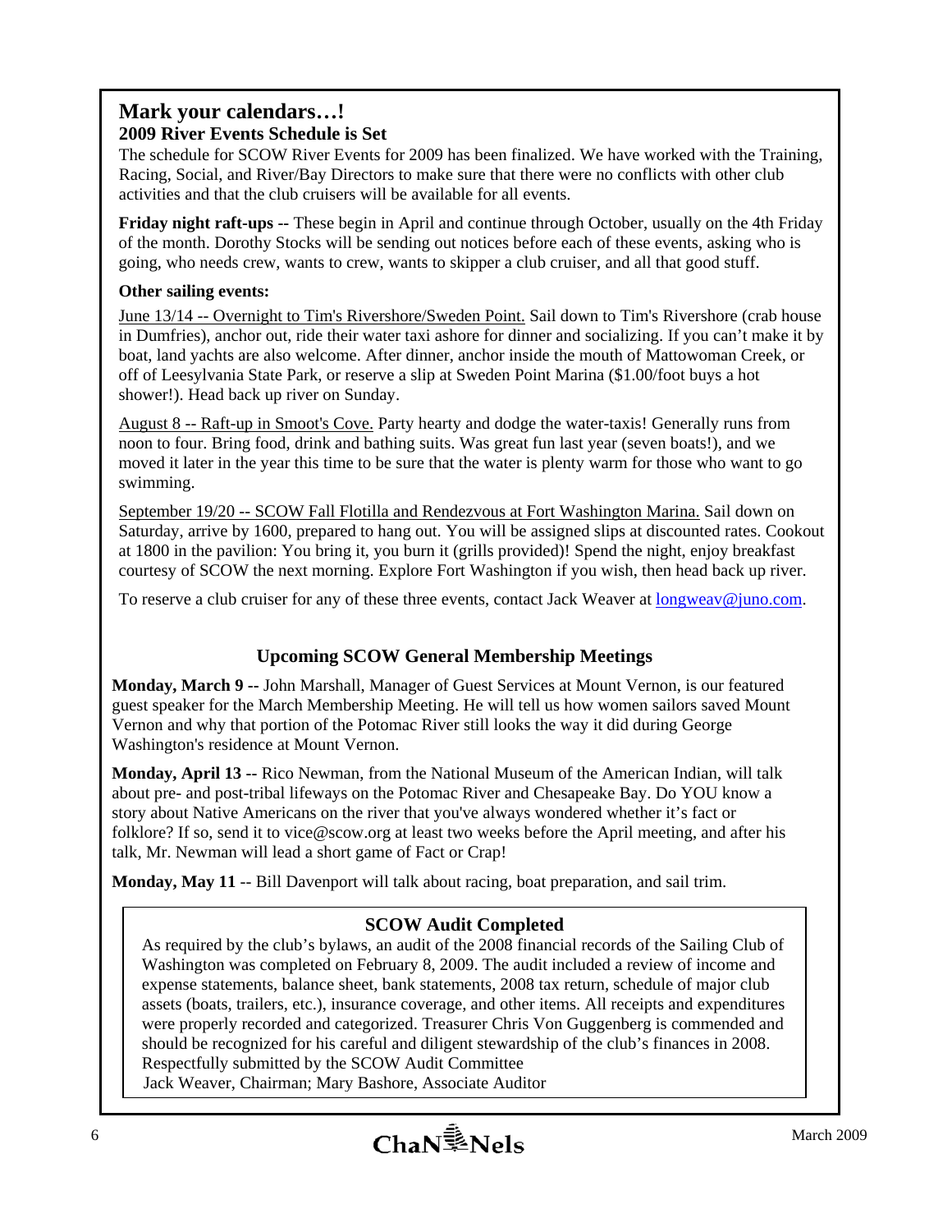## Mark your calendars…!

### 2009 River Events Schedule is Set

The schedule for SCOW River Events for 2009 has been finalized. We have worked with the Training, Racing, Social, and River/Bay Directors to make sure that there were no conflicts with other club activities and that the club cruisers will be available for all events.

**Friday night raft-ups --** These begin in April and continue through October, usually on the 4th Friday of the month. Dorothy Stocks will be sending out notices before each of these events, asking who is going, who needs crew, wants to crew, wants to skipper a club cruiser, and all that good stuff.

**Other sailing events:**

June 13/14 -- Overnight to Tim's Rivershore/Sweden Point. Sail down to Tim's Rivershore (crab house in Dumfries), anchor out, ride their water taxi ashore for dinner and socializing. If you can't make it by boat, land yachts are also welcome. After dinner, anchor inside the mouth of Mattowoman Creek, or off of Leesylvania State Park, or reserve a slip at Sweden Point Marina ($1.00/foot buys a hot shower!). Head back up river on Sunday.

August 8 -- Raft-up in Smoot's Cove. Party hearty and dodge the water-taxis! Generally runs from noon to four. Bring food, drink and bathing suits. Was great fun last year (seven boats!), and we moved it later in the year this time to be sure that the water is plenty warm for those who want to go swimming.

September 19/20 -- SCOW Fall Flotilla and Rendezvous at Fort Washington Marina. Sail down on Saturday, arrive by 1600, prepared to hang out. You will be assigned slips at discounted rates. Cookout at 1800 in the pavilion: You bring it, you burn it (grills provided)! Spend the night, enjoy breakfast courtesy of SCOW the next morning. Explore Fort Washington if you wish, then head back up river.

To reserve a club cruiser for any of these three events, contact Jack Weaver at longweav@juno.com.

## Upcoming SCOW General Membership Meetings

**Monday, March 9 --** John Marshall, Manager of Guest Services at Mount Vernon, is our featured guest speaker for the March Membership Meeting. He will tell us how women sailors saved Mount Vernon and why that portion of the Potomac River still looks the way it did during George Washington's residence at Mount Vernon.

**Monday, April 13 --** Rico Newman, from the National Museum of the American Indian, will talk about pre- and post-tribal lifeways on the Potomac River and Chesapeake Bay. Do YOU know a story about Native Americans on the river that you've always wondered whether it's fact or folklore? If so, send it to vice@scow.org at least two weeks before the April meeting, and after his talk, Mr. Newman will lead a short game of Fact or Crap!

**Monday, May 11** -- Bill Davenport will talk about racing, boat preparation, and sail trim.

## SCOW Audit Completed

As required by the club's bylaws, an audit of the 2008 financial records of the Sailing Club of Washington was completed on February 8, 2009. The audit included a review of income and expense statements, balance sheet, bank statements, 2008 tax return, schedule of major club assets (boats, trailers, etc.), insurance coverage, and other items. All receipts and expenditures were properly recorded and categorized. Treasurer Chris Von Guggenberg is commended and should be recognized for his careful and diligent stewardship of the club's finances in 2008.
Respectfully submitted by the SCOW Audit Committee
Jack Weaver, Chairman; Mary Bashore, Associate Auditor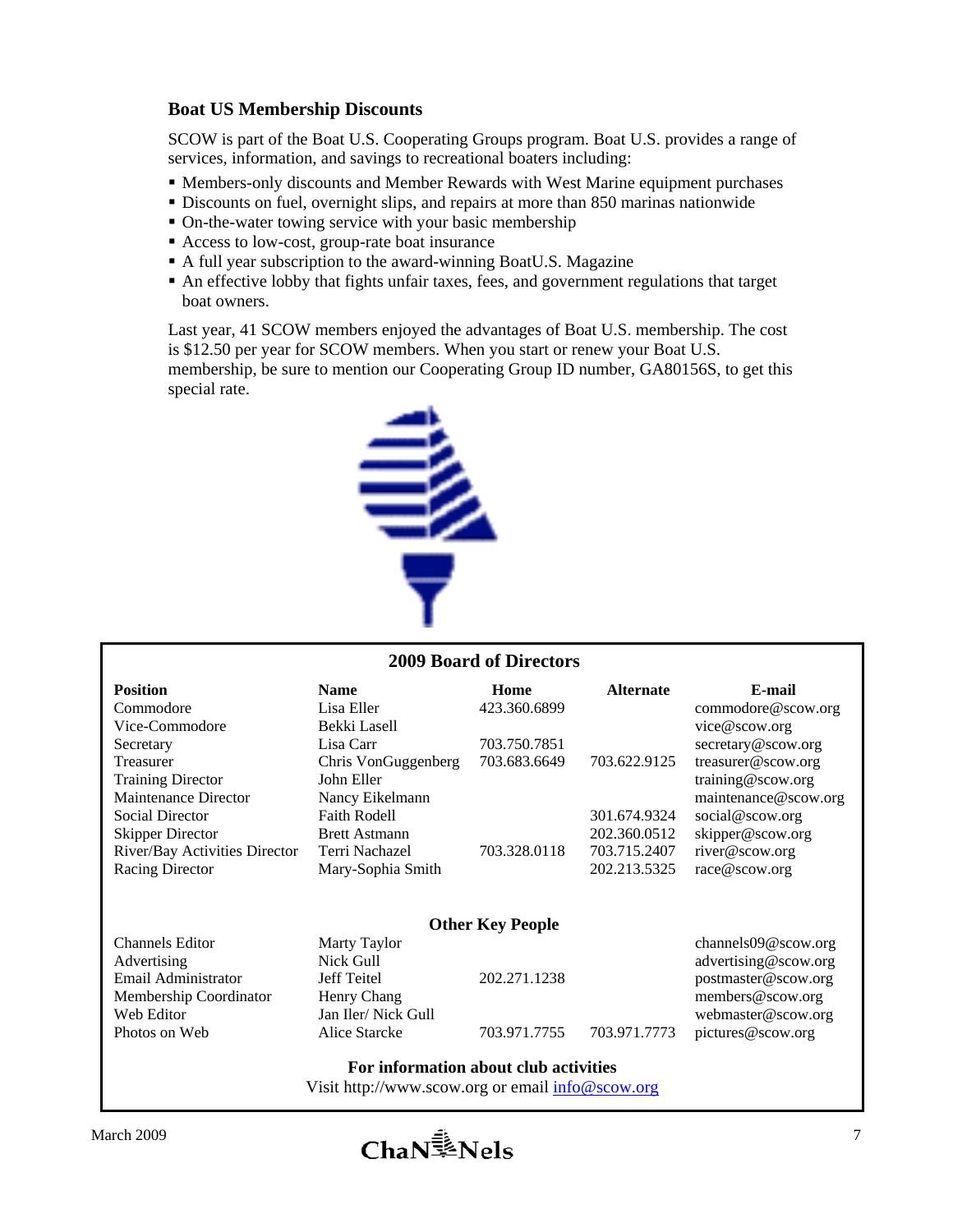### Boat US Membership Discounts

SCOW is part of the Boat U.S. Cooperating Groups program. Boat U.S. provides a range of services, information, and savings to recreational boaters including:

- Members-only discounts and Member Rewards with West Marine equipment purchases
- Discounts on fuel, overnight slips, and repairs at more than 850 marinas nationwide
- On-the-water towing service with your basic membership
- Access to low-cost, group-rate boat insurance
- A full year subscription to the award-winning BoatU.S. Magazine
- An effective lobby that fights unfair taxes, fees, and government regulations that target boat owners.

Last year, 41 SCOW members enjoyed the advantages of Boat U.S. membership. The cost is $12.50 per year for SCOW members. When you start or renew your Boat U.S. membership, be sure to mention our Cooperating Group ID number, GA80156S, to get this special rate.

**2009 Board of Directors**

| Position | Name | Home | Alternate | E-mail |
|---|---|---|---|---|
| Commodore | Lisa Eller | 423.360.6899 | | commodore@scow.org |
| Vice-Commodore | Bekki Lasell | | | vice@scow.org |
| Secretary | Lisa Carr | 703.750.7851 | | secretary@scow.org |
| Treasurer | Chris VonGuggenberg | 703.683.6649 | 703.622.9125 | treasurer@scow.org |
| Training Director | John Eller | | | training@scow.org |
| Maintenance Director | Nancy Eikelmann | | | maintenance@scow.org |
| Social Director | Faith Rodell | | 301.674.9324 | social@scow.org |
| Skipper Director | Brett Astmann | | 202.360.0512 | skipper@scow.org |
| River/Bay Activities Director | Terri Nachazel | 703.328.0118 | 703.715.2407 | river@scow.org |
| Racing Director | Mary-Sophia Smith | | 202.213.5325 | race@scow.org |

**Other Key People**

| | | | | |
|---|---|---|---|---|
| Channels Editor | Marty Taylor | | | channels09@scow.org |
| Advertising | Nick Gull | | | advertising@scow.org |
| Email Administrator | Jeff Teitel | 202.271.1238 | | postmaster@scow.org |
| Membership Coordinator | Henry Chang | | | members@scow.org |
| Web Editor | Jan Iler/ Nick Gull | | | webmaster@scow.org |
| Photos on Web | Alice Starcke | 703.971.7755 | 703.971.7773 | pictures@scow.org |

**For information about club activities**

Visit http://www.scow.org or email info@scow.org